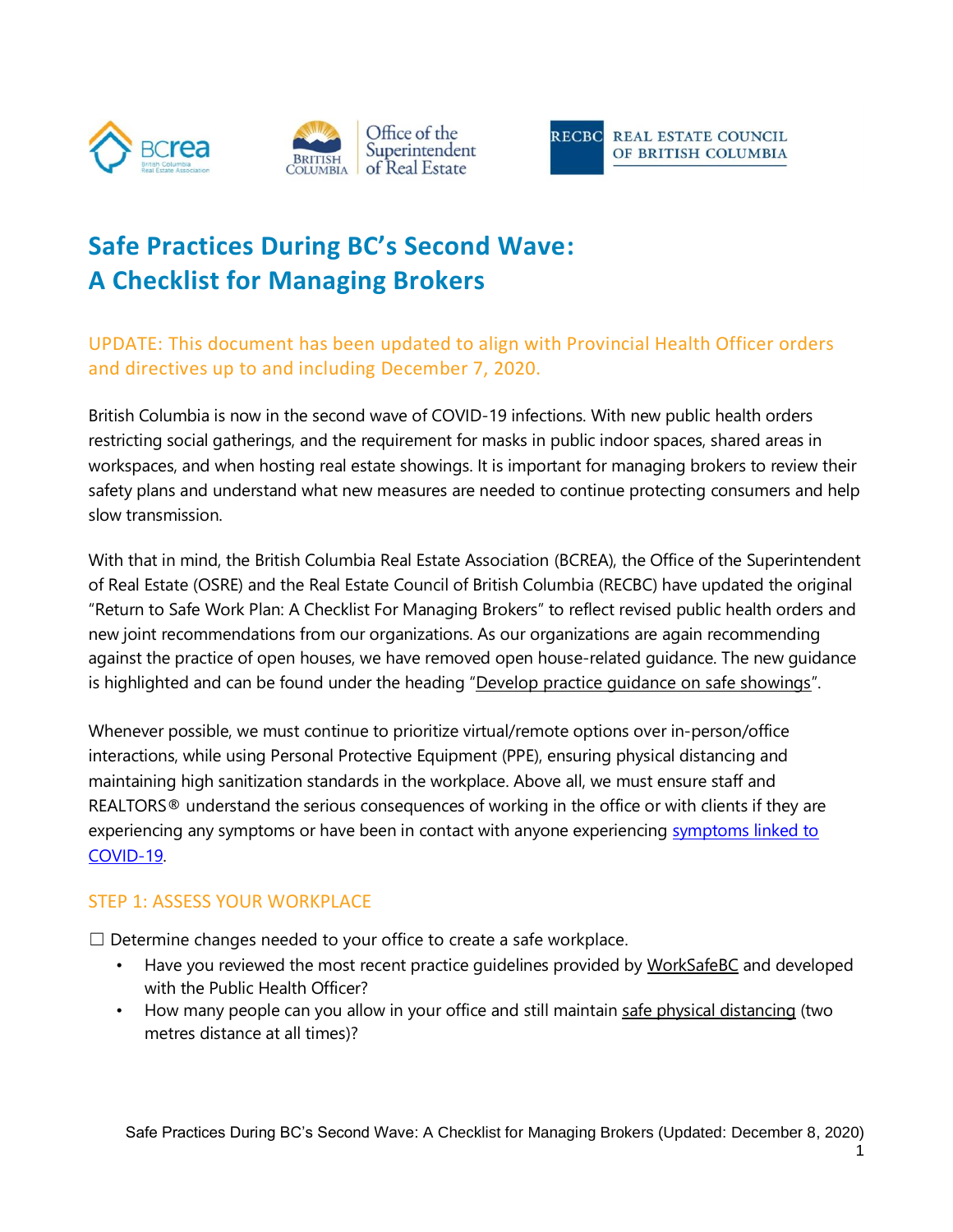# Safe Practices During BC's Second Wave: A Checklist for Managing Brokers

UPDATE: This document has been updated to align with Provincial Health Officer orders and directives up to and including December 7, 2020.

British Columbia is now in the second wave of COVID-19 infections. With new public health orders restricting social gatherings, and the requirement for masks in public indoor spaces, shared areas in workspaces, and when hosting real estate showings. It is important for managing brokers to review their safety plans and understand what new measures are needed to continue protecting consumers and help slow transmission.

With that in mind, the British Columbia Real Estate Association (BCREA), the Office of the Superintendent of Real Estate (OSRE) and the Real Estate Council of British Columbia (RECBC) have updated the original "Return to Safe Work Plan: A Checklist For Managing Brokers" to reflect revised public health orders and new joint recommendations from our organizations. As our organizations are again recommending against the practice of open houses, we have removed open house-related guidance. The new guidance is highlighted and can be found under the heading "Develop practice guidance on safe showings".

Whenever possible, we must continue to prioritize virtual/remote options over in-person/office interactions, while using Personal Protective Equipment (PPE), ensuring physical distancing and maintaining high sanitization standards in the workplace. Above all, we must ensure staff and REALTORS® understand the serious consequences of working in the office or with clients if they are experiencing any symptoms or have been in contact with anyone experiencing symptoms linked to COVID-19.

## STEP 1: ASSESS YOUR WORKPLACE

☐ Determine changes needed to your office to create a safe workplace.

- Have you reviewed the most recent practice guidelines provided by WorkSafeBC and developed with the Public Health Officer?
- How many people can you allow in your office and still maintain safe physical distancing (two metres distance at all times)?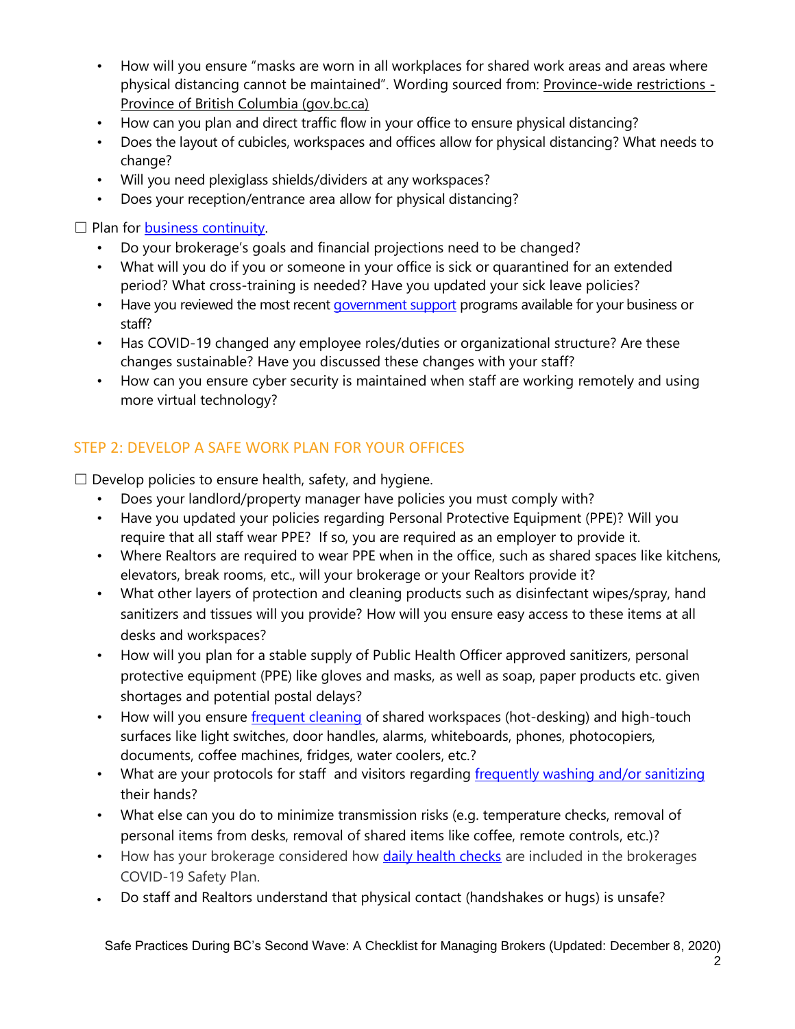- How will you ensure "masks are worn in all workplaces for shared work areas and areas where physical distancing cannot be maintained". Wording sourced from: Province-wide restrictions - Province of British Columbia (gov.bc.ca)
- How can you plan and direct traffic flow in your office to ensure physical distancing?
- Does the layout of cubicles, workspaces and offices allow for physical distancing? What needs to change?
- Will you need plexiglass shields/dividers at any workspaces?
- Does your reception/entrance area allow for physical distancing?

☐ Plan for business continuity.

- Do your brokerage's goals and financial projections need to be changed?
- What will you do if you or someone in your office is sick or quarantined for an extended period? What cross-training is needed? Have you updated your sick leave policies?
- Have you reviewed the most recent government support programs available for your business or staff?
- Has COVID-19 changed any employee roles/duties or organizational structure? Are these changes sustainable? Have you discussed these changes with your staff?
- How can you ensure cyber security is maintained when staff are working remotely and using more virtual technology?

## STEP 2: DEVELOP A SAFE WORK PLAN FOR YOUR OFFICES

☐ Develop policies to ensure health, safety, and hygiene.

- Does your landlord/property manager have policies you must comply with?
- Have you updated your policies regarding Personal Protective Equipment (PPE)? Will you require that all staff wear PPE? If so, you are required as an employer to provide it.
- Where Realtors are required to wear PPE when in the office, such as shared spaces like kitchens, elevators, break rooms, etc., will your brokerage or your Realtors provide it?
- What other layers of protection and cleaning products such as disinfectant wipes/spray, hand sanitizers and tissues will you provide? How will you ensure easy access to these items at all desks and workspaces?
- How will you plan for a stable supply of Public Health Officer approved sanitizers, personal protective equipment (PPE) like gloves and masks, as well as soap, paper products etc. given shortages and potential postal delays?
- How will you ensure frequent cleaning of shared workspaces (hot-desking) and high-touch surfaces like light switches, door handles, alarms, whiteboards, phones, photocopiers, documents, coffee machines, fridges, water coolers, etc.?
- What are your protocols for staff and visitors regarding frequently washing and/or sanitizing their hands?
- What else can you do to minimize transmission risks (e.g. temperature checks, removal of personal items from desks, removal of shared items like coffee, remote controls, etc.)?
- How has your brokerage considered how daily health checks are included in the brokerages COVID-19 Safety Plan.
- Do staff and Realtors understand that physical contact (handshakes or hugs) is unsafe?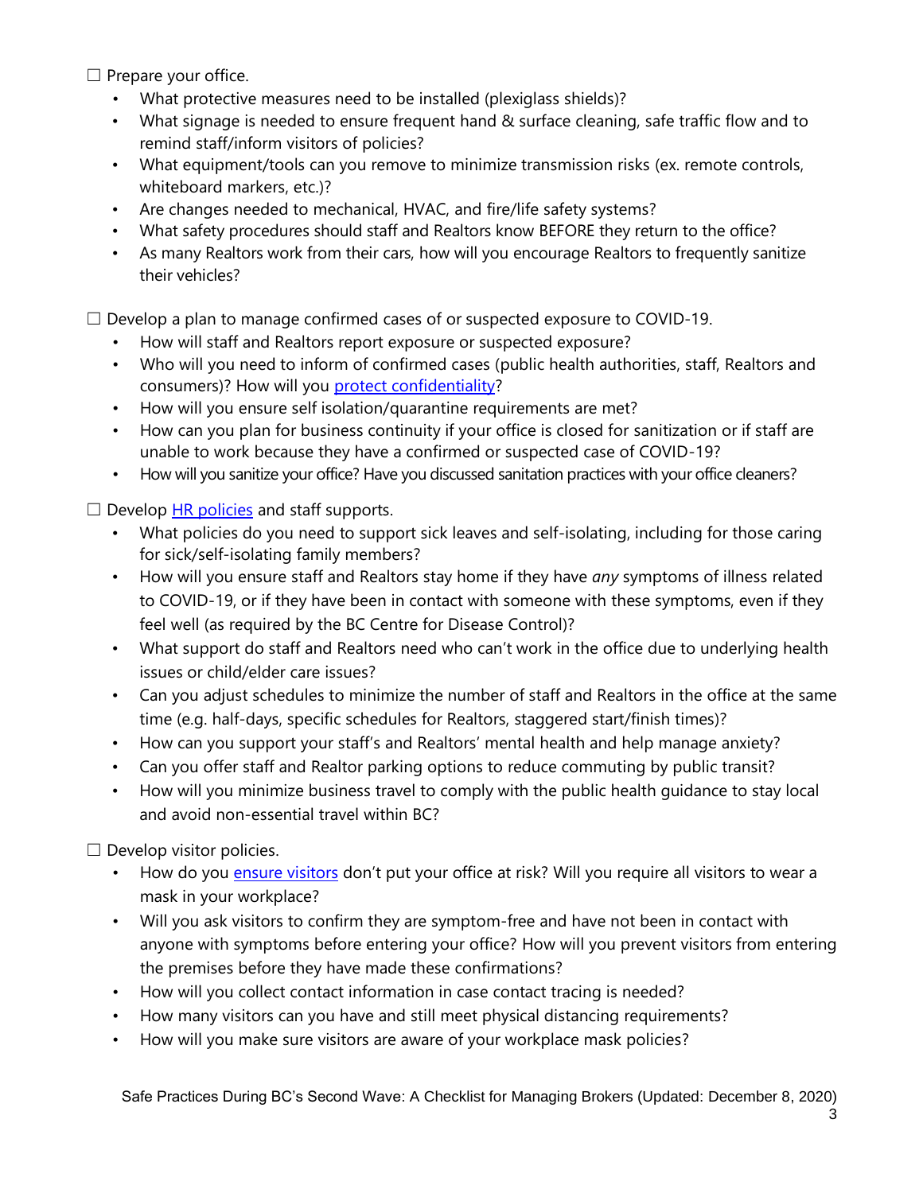☐ Prepare your office.

- What protective measures need to be installed (plexiglass shields)?
- What signage is needed to ensure frequent hand & surface cleaning, safe traffic flow and to remind staff/inform visitors of policies?
- What equipment/tools can you remove to minimize transmission risks (ex. remote controls, whiteboard markers, etc.)?
- Are changes needed to mechanical, HVAC, and fire/life safety systems?
- What safety procedures should staff and Realtors know BEFORE they return to the office?
- As many Realtors work from their cars, how will you encourage Realtors to frequently sanitize their vehicles?

☐ Develop a plan to manage confirmed cases of or suspected exposure to COVID-19.

- How will staff and Realtors report exposure or suspected exposure?
- Who will you need to inform of confirmed cases (public health authorities, staff, Realtors and consumers)? How will you protect confidentiality?
- How will you ensure self isolation/quarantine requirements are met?
- How can you plan for business continuity if your office is closed for sanitization or if staff are unable to work because they have a confirmed or suspected case of COVID-19?
- How will you sanitize your office? Have you discussed sanitation practices with your office cleaners?

☐ Develop HR policies and staff supports.

- What policies do you need to support sick leaves and self-isolating, including for those caring for sick/self-isolating family members?
- How will you ensure staff and Realtors stay home if they have *any* symptoms of illness related to COVID-19, or if they have been in contact with someone with these symptoms, even if they feel well (as required by the BC Centre for Disease Control)?
- What support do staff and Realtors need who can't work in the office due to underlying health issues or child/elder care issues?
- Can you adjust schedules to minimize the number of staff and Realtors in the office at the same time (e.g. half-days, specific schedules for Realtors, staggered start/finish times)?
- How can you support your staff's and Realtors' mental health and help manage anxiety?
- Can you offer staff and Realtor parking options to reduce commuting by public transit?
- How will you minimize business travel to comply with the public health guidance to stay local and avoid non-essential travel within BC?

☐ Develop visitor policies.

- How do you ensure visitors don't put your office at risk? Will you require all visitors to wear a mask in your workplace?
- Will you ask visitors to confirm they are symptom-free and have not been in contact with anyone with symptoms before entering your office? How will you prevent visitors from entering the premises before they have made these confirmations?
- How will you collect contact information in case contact tracing is needed?
- How many visitors can you have and still meet physical distancing requirements?
- How will you make sure visitors are aware of your workplace mask policies?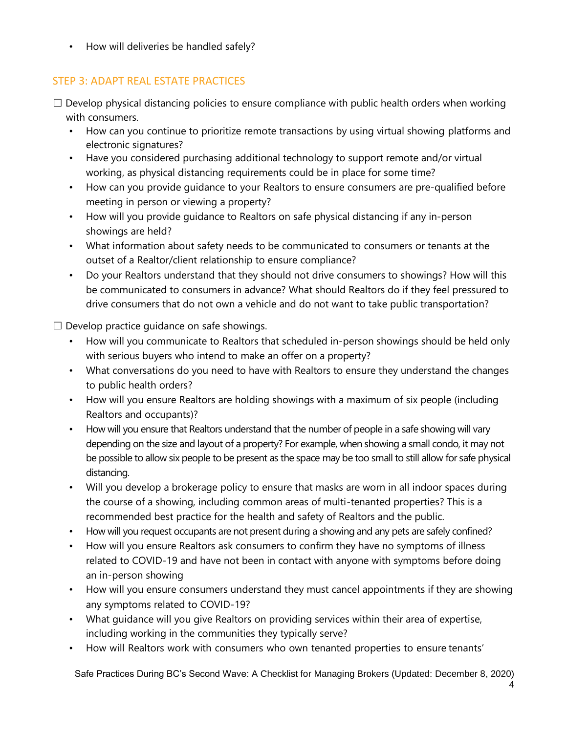- How will deliveries be handled safely?

## STEP 3: ADAPT REAL ESTATE PRACTICES

☐ Develop physical distancing policies to ensure compliance with public health orders when working with consumers.

- How can you continue to prioritize remote transactions by using virtual showing platforms and electronic signatures?
- Have you considered purchasing additional technology to support remote and/or virtual working, as physical distancing requirements could be in place for some time?
- How can you provide guidance to your Realtors to ensure consumers are pre-qualified before meeting in person or viewing a property?
- How will you provide guidance to Realtors on safe physical distancing if any in-person showings are held?
- What information about safety needs to be communicated to consumers or tenants at the outset of a Realtor/client relationship to ensure compliance?
- Do your Realtors understand that they should not drive consumers to showings? How will this be communicated to consumers in advance? What should Realtors do if they feel pressured to drive consumers that do not own a vehicle and do not want to take public transportation?

☐ Develop practice guidance on safe showings.

- How will you communicate to Realtors that scheduled in-person showings should be held only with serious buyers who intend to make an offer on a property?
- What conversations do you need to have with Realtors to ensure they understand the changes to public health orders?
- How will you ensure Realtors are holding showings with a maximum of six people (including Realtors and occupants)?
- How will you ensure that Realtors understand that the number of people in a safe showing will vary depending on the size and layout of a property? For example, when showing a small condo, it may not be possible to allow six people to be present as the space may be too small to still allow for safe physical distancing.
- Will you develop a brokerage policy to ensure that masks are worn in all indoor spaces during the course of a showing, including common areas of multi-tenanted properties? This is a recommended best practice for the health and safety of Realtors and the public.
- How will you request occupants are not present during a showing and any pets are safely confined?
- How will you ensure Realtors ask consumers to confirm they have no symptoms of illness related to COVID-19 and have not been in contact with anyone with symptoms before doing an in-person showing
- How will you ensure consumers understand they must cancel appointments if they are showing any symptoms related to COVID-19?
- What guidance will you give Realtors on providing services within their area of expertise, including working in the communities they typically serve?
- How will Realtors work with consumers who own tenanted properties to ensure tenants'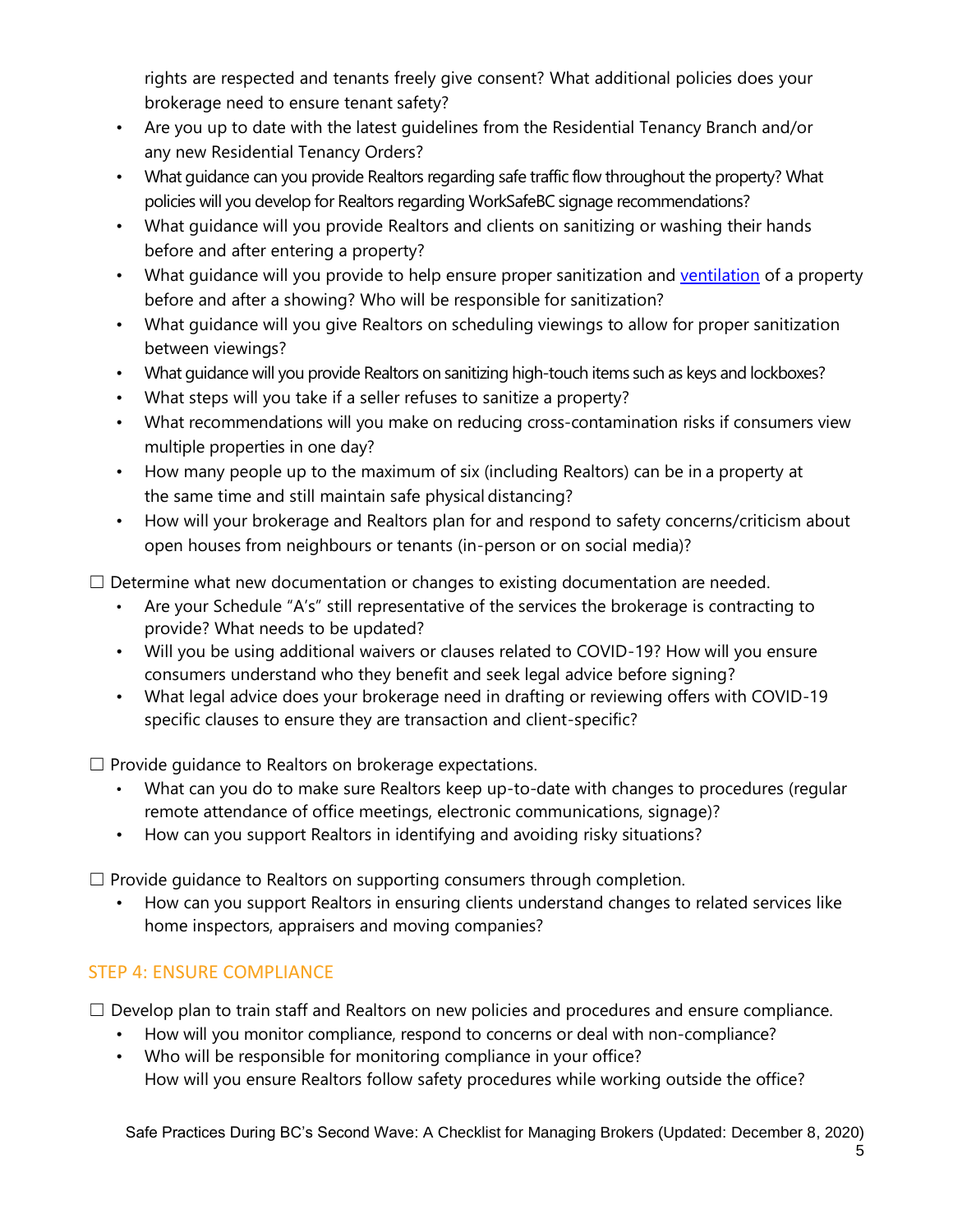rights are respected and tenants freely give consent? What additional policies does your brokerage need to ensure tenant safety?
- Are you up to date with the latest guidelines from the Residential Tenancy Branch and/or any new Residential Tenancy Orders?
- What guidance can you provide Realtors regarding safe traffic flow throughout the property? What policies will you develop for Realtors regarding WorkSafeBC signage recommendations?
- What guidance will you provide Realtors and clients on sanitizing or washing their hands before and after entering a property?
- What guidance will you provide to help ensure proper sanitization and [ventilation]() of a property before and after a showing? Who will be responsible for sanitization?
- What guidance will you give Realtors on scheduling viewings to allow for proper sanitization between viewings?
- What guidance will you provide Realtors on sanitizing high-touch items such as keys and lockboxes?
- What steps will you take if a seller refuses to sanitize a property?
- What recommendations will you make on reducing cross-contamination risks if consumers view multiple properties in one day?
- How many people up to the maximum of six (including Realtors) can be in a property at the same time and still maintain safe physical distancing?
- How will your brokerage and Realtors plan for and respond to safety concerns/criticism about open houses from neighbours or tenants (in-person or on social media)?

☐ Determine what new documentation or changes to existing documentation are needed.
- Are your Schedule "A's" still representative of the services the brokerage is contracting to provide? What needs to be updated?
- Will you be using additional waivers or clauses related to COVID-19? How will you ensure consumers understand who they benefit and seek legal advice before signing?
- What legal advice does your brokerage need in drafting or reviewing offers with COVID-19 specific clauses to ensure they are transaction and client-specific?

☐ Provide guidance to Realtors on brokerage expectations.
- What can you do to make sure Realtors keep up-to-date with changes to procedures (regular remote attendance of office meetings, electronic communications, signage)?
- How can you support Realtors in identifying and avoiding risky situations?

☐ Provide guidance to Realtors on supporting consumers through completion.
- How can you support Realtors in ensuring clients understand changes to related services like home inspectors, appraisers and moving companies?

## STEP 4: ENSURE COMPLIANCE

☐ Develop plan to train staff and Realtors on new policies and procedures and ensure compliance.
- How will you monitor compliance, respond to concerns or deal with non-compliance?
- Who will be responsible for monitoring compliance in your office?
  How will you ensure Realtors follow safety procedures while working outside the office?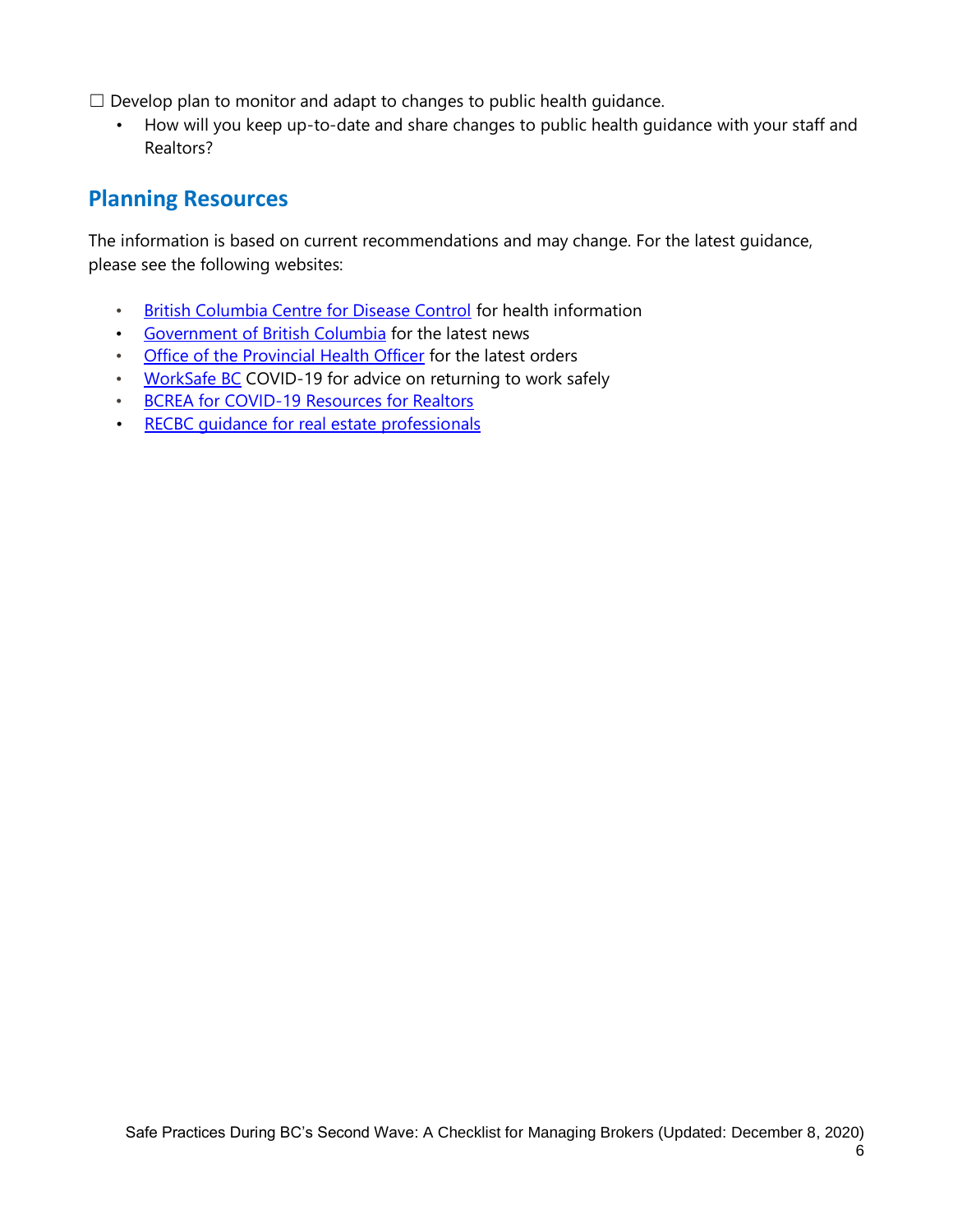☐ Develop plan to monitor and adapt to changes to public health guidance.

- How will you keep up-to-date and share changes to public health guidance with your staff and Realtors?

## Planning Resources

The information is based on current recommendations and may change. For the latest guidance, please see the following websites:

- British Columbia Centre for Disease Control for health information
- Government of British Columbia for the latest news
- Office of the Provincial Health Officer for the latest orders
- WorkSafe BC COVID-19 for advice on returning to work safely
- BCREA for COVID-19 Resources for Realtors
- RECBC guidance for real estate professionals